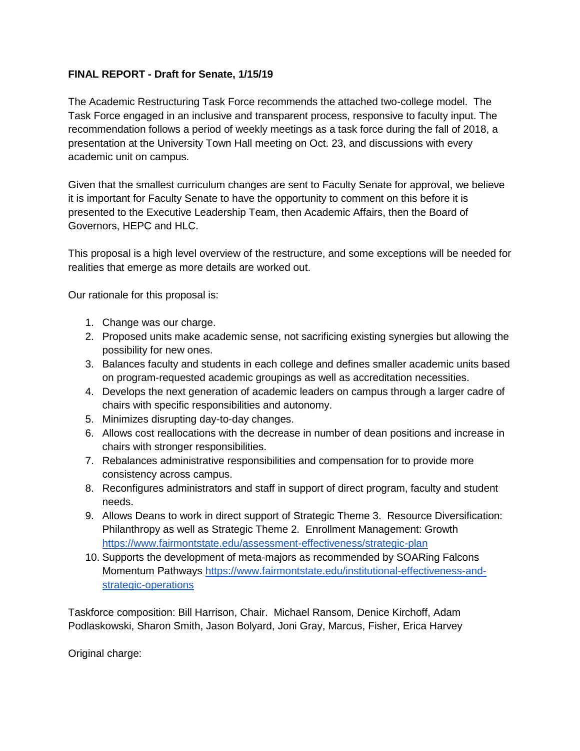**FINAL REPORT - Draft for Senate, 1/15/19**

The Academic Restructuring Task Force recommends the attached two-college model. The Task Force engaged in an inclusive and transparent process, responsive to faculty input. The recommendation follows a period of weekly meetings as a task force during the fall of 2018, a presentation at the University Town Hall meeting on Oct. 23, and discussions with every academic unit on campus.

Given that the smallest curriculum changes are sent to Faculty Senate for approval, we believe it is important for Faculty Senate to have the opportunity to comment on this before it is presented to the Executive Leadership Team, then Academic Affairs, then the Board of Governors, HEPC and HLC.

This proposal is a high level overview of the restructure, and some exceptions will be needed for realities that emerge as more details are worked out.

Our rationale for this proposal is:

1. Change was our charge.
2. Proposed units make academic sense, not sacrificing existing synergies but allowing the possibility for new ones.
3. Balances faculty and students in each college and defines smaller academic units based on program-requested academic groupings as well as accreditation necessities.
4. Develops the next generation of academic leaders on campus through a larger cadre of chairs with specific responsibilities and autonomy.
5. Minimizes disrupting day-to-day changes.
6. Allows cost reallocations with the decrease in number of dean positions and increase in chairs with stronger responsibilities.
7. Rebalances administrative responsibilities and compensation for to provide more consistency across campus.
8. Reconfigures administrators and staff in support of direct program, faculty and student needs.
9. Allows Deans to work in direct support of Strategic Theme 3. Resource Diversification: Philanthropy as well as Strategic Theme 2. Enrollment Management: Growth https://www.fairmontstate.edu/assessment-effectiveness/strategic-plan
10. Supports the development of meta-majors as recommended by SOARing Falcons Momentum Pathways https://www.fairmontstate.edu/institutional-effectiveness-and-strategic-operations

Taskforce composition: Bill Harrison, Chair. Michael Ransom, Denice Kirchoff, Adam Podlaskowski, Sharon Smith, Jason Bolyard, Joni Gray, Marcus, Fisher, Erica Harvey

Original charge: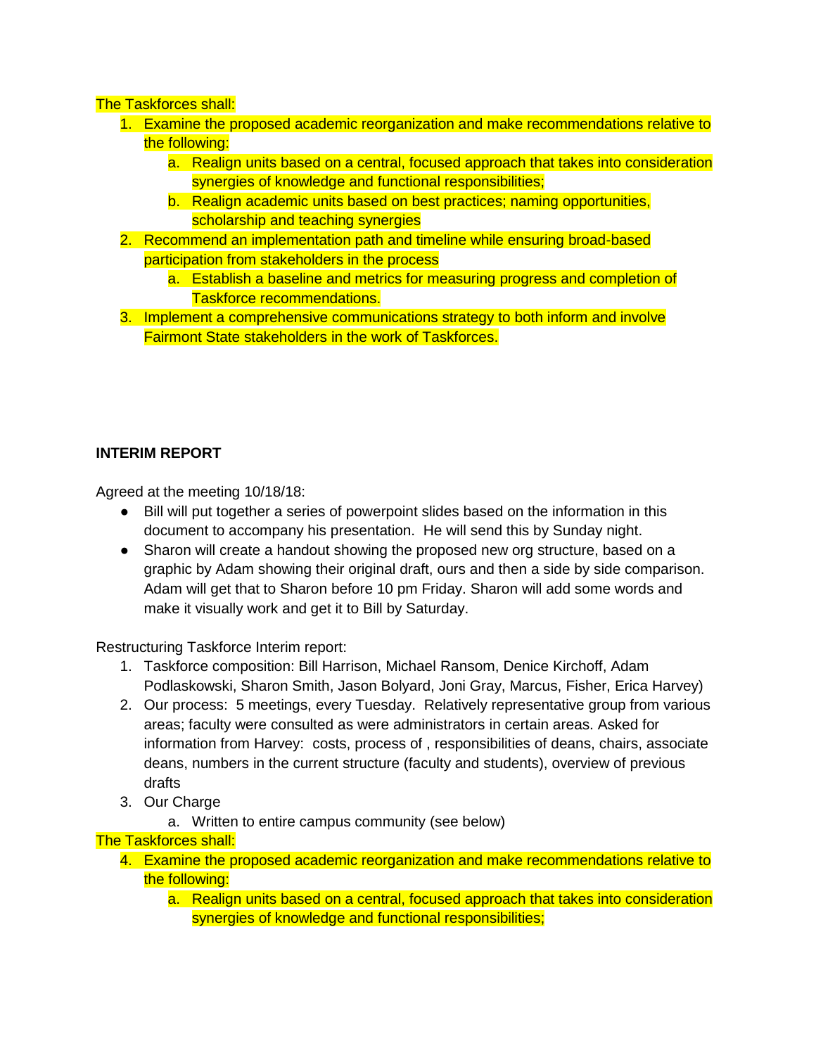The Taskforces shall:

1. Examine the proposed academic reorganization and make recommendations relative to the following:
    a. Realign units based on a central, focused approach that takes into consideration synergies of knowledge and functional responsibilities;
    b. Realign academic units based on best practices; naming opportunities, scholarship and teaching synergies
2. Recommend an implementation path and timeline while ensuring broad-based participation from stakeholders in the process
    a. Establish a baseline and metrics for measuring progress and completion of Taskforce recommendations.
3. Implement a comprehensive communications strategy to both inform and involve Fairmont State stakeholders in the work of Taskforces.

**INTERIM REPORT**

Agreed at the meeting 10/18/18:

- Bill will put together a series of powerpoint slides based on the information in this document to accompany his presentation. He will send this by Sunday night.
- Sharon will create a handout showing the proposed new org structure, based on a graphic by Adam showing their original draft, ours and then a side by side comparison. Adam will get that to Sharon before 10 pm Friday. Sharon will add some words and make it visually work and get it to Bill by Saturday.

Restructuring Taskforce Interim report:

1. Taskforce composition: Bill Harrison, Michael Ransom, Denice Kirchoff, Adam Podlaskowski, Sharon Smith, Jason Bolyard, Joni Gray, Marcus, Fisher, Erica Harvey)
2. Our process: 5 meetings, every Tuesday. Relatively representative group from various areas; faculty were consulted as were administrators in certain areas. Asked for information from Harvey: costs, process of , responsibilities of deans, chairs, associate deans, numbers in the current structure (faculty and students), overview of previous drafts
3. Our Charge
    a. Written to entire campus community (see below)

The Taskforces shall:

4. Examine the proposed academic reorganization and make recommendations relative to the following:
    a. Realign units based on a central, focused approach that takes into consideration synergies of knowledge and functional responsibilities;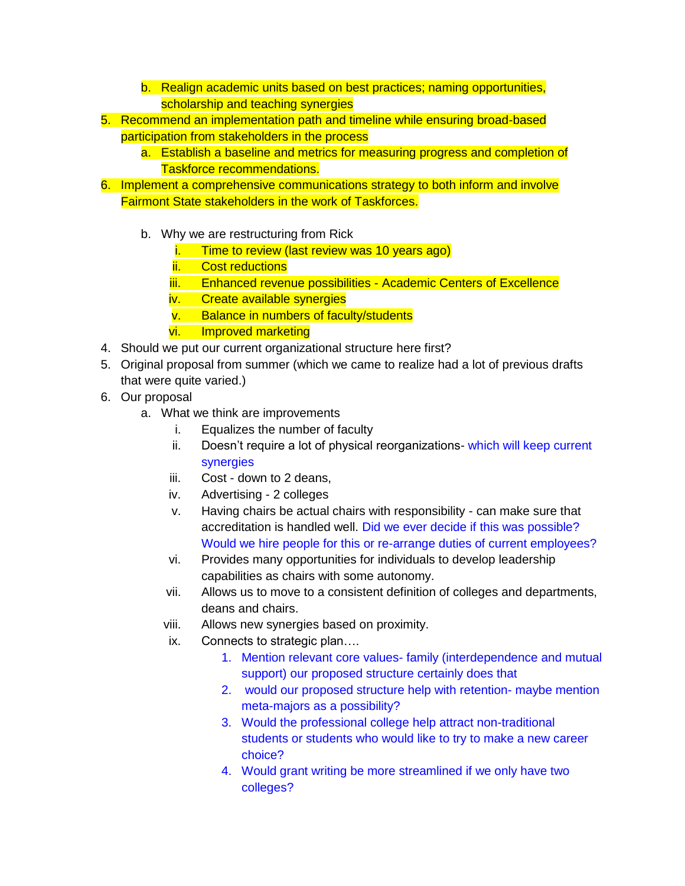b. Realign academic units based on best practices; naming opportunities, scholarship and teaching synergies

5. Recommend an implementation path and timeline while ensuring broad-based participation from stakeholders in the process
   a. Establish a baseline and metrics for measuring progress and completion of Taskforce recommendations.
6. Implement a comprehensive communications strategy to both inform and involve Fairmont State stakeholders in the work of Taskforces.

   b. Why we are restructuring from Rick
      i. Time to review (last review was 10 years ago)
      ii. Cost reductions
      iii. Enhanced revenue possibilities - Academic Centers of Excellence
      iv. Create available synergies
      v. Balance in numbers of faculty/students
      vi. Improved marketing

4. Should we put our current organizational structure here first?
5. Original proposal from summer (which we came to realize had a lot of previous drafts that were quite varied.)
6. Our proposal
   a. What we think are improvements
      i. Equalizes the number of faculty
      ii. Doesn't require a lot of physical reorganizations- which will keep current synergies
      iii. Cost - down to 2 deans,
      iv. Advertising - 2 colleges
      v. Having chairs be actual chairs with responsibility - can make sure that accreditation is handled well. Did we ever decide if this was possible? Would we hire people for this or re-arrange duties of current employees?
      vi. Provides many opportunities for individuals to develop leadership capabilities as chairs with some autonomy.
      vii. Allows us to move to a consistent definition of colleges and departments, deans and chairs.
      viii. Allows new synergies based on proximity.
      ix. Connects to strategic plan….
         1. Mention relevant core values- family (interdependence and mutual support) our proposed structure certainly does that
         2. would our proposed structure help with retention- maybe mention meta-majors as a possibility?
         3. Would the professional college help attract non-traditional students or students who would like to try to make a new career choice?
         4. Would grant writing be more streamlined if we only have two colleges?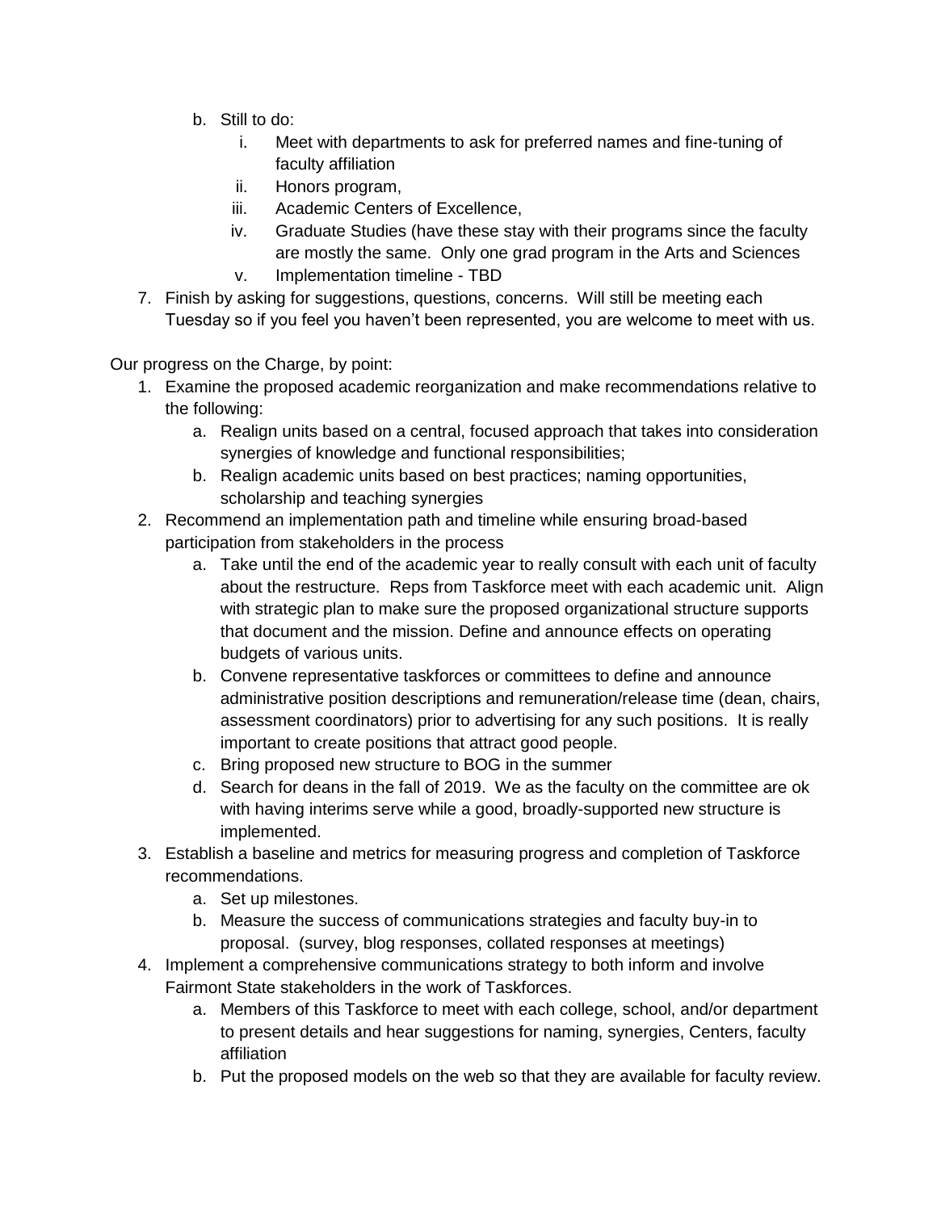b. Still to do:
      i. Meet with departments to ask for preferred names and fine-tuning of faculty affiliation
      ii. Honors program,
      iii. Academic Centers of Excellence,
      iv. Graduate Studies (have these stay with their programs since the faculty are mostly the same.  Only one grad program in the Arts and Sciences
      v. Implementation timeline - TBD
7. Finish by asking for suggestions, questions, concerns.  Will still be meeting each Tuesday so if you feel you haven't been represented, you are welcome to meet with us.

Our progress on the Charge, by point:

1. Examine the proposed academic reorganization and make recommendations relative to the following:
   a. Realign units based on a central, focused approach that takes into consideration synergies of knowledge and functional responsibilities;
   b. Realign academic units based on best practices; naming opportunities, scholarship and teaching synergies
2. Recommend an implementation path and timeline while ensuring broad-based participation from stakeholders in the process
   a. Take until the end of the academic year to really consult with each unit of faculty about the restructure.  Reps from Taskforce meet with each academic unit.  Align with strategic plan to make sure the proposed organizational structure supports that document and the mission. Define and announce effects on operating budgets of various units.
   b. Convene representative taskforces or committees to define and announce administrative position descriptions and remuneration/release time (dean, chairs, assessment coordinators) prior to advertising for any such positions.  It is really important to create positions that attract good people.
   c. Bring proposed new structure to BOG in the summer
   d. Search for deans in the fall of 2019.  We as the faculty on the committee are ok with having interims serve while a good, broadly-supported new structure is implemented.
3. Establish a baseline and metrics for measuring progress and completion of Taskforce recommendations.
   a. Set up milestones.
   b. Measure the success of communications strategies and faculty buy-in to proposal.  (survey, blog responses, collated responses at meetings)
4. Implement a comprehensive communications strategy to both inform and involve Fairmont State stakeholders in the work of Taskforces.
   a. Members of this Taskforce to meet with each college, school, and/or department to present details and hear suggestions for naming, synergies, Centers, faculty affiliation
   b. Put the proposed models on the web so that they are available for faculty review.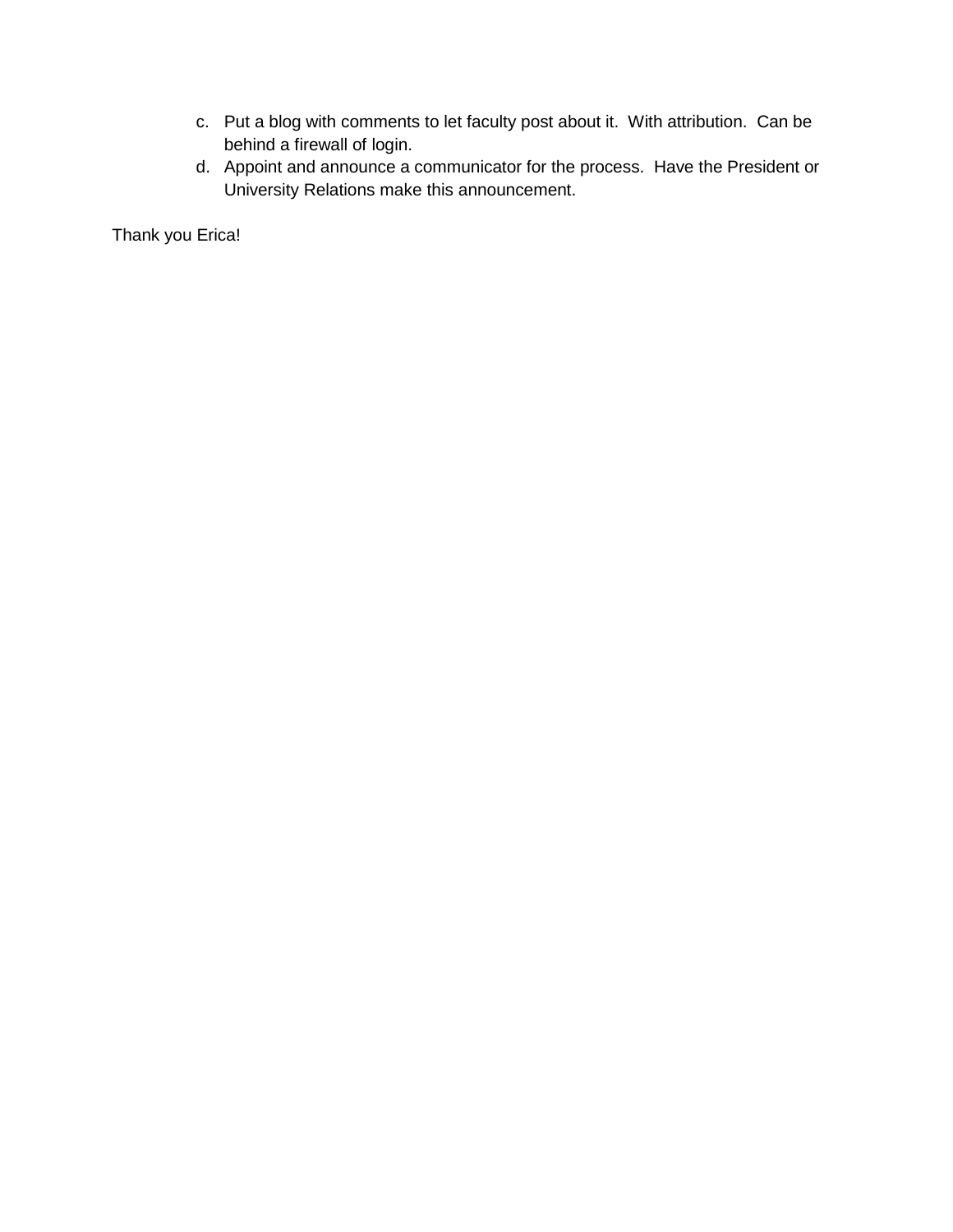c. Put a blog with comments to let faculty post about it. With attribution. Can be behind a firewall of login.
d. Appoint and announce a communicator for the process. Have the President or University Relations make this announcement.

Thank you Erica!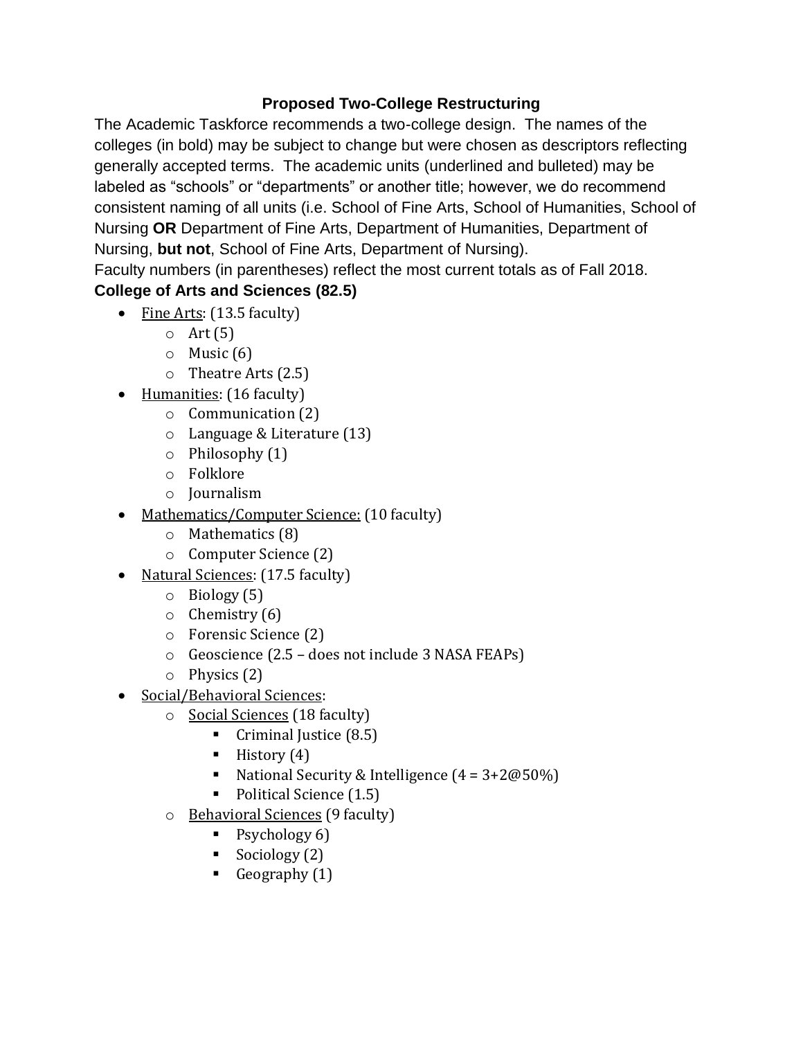## Proposed Two-College Restructuring

The Academic Taskforce recommends a two-college design. The names of the colleges (in bold) may be subject to change but were chosen as descriptors reflecting generally accepted terms. The academic units (underlined and bulleted) may be labeled as "schools" or "departments" or another title; however, we do recommend consistent naming of all units (i.e. School of Fine Arts, School of Humanities, School of Nursing **OR** Department of Fine Arts, Department of Humanities, Department of Nursing, **but not**, School of Fine Arts, Department of Nursing).

Faculty numbers (in parentheses) reflect the most current totals as of Fall 2018.

### College of Arts and Sciences (82.5)

- <u>Fine Arts</u>: (13.5 faculty)
  - Art (5)
  - Music (6)
  - Theatre Arts (2.5)
- <u>Humanities</u>: (16 faculty)
  - Communication (2)
  - Language & Literature (13)
  - Philosophy (1)
  - Folklore
  - Journalism
- <u>Mathematics/Computer Science:</u> (10 faculty)
  - Mathematics (8)
  - Computer Science (2)
- <u>Natural Sciences</u>: (17.5 faculty)
  - Biology (5)
  - Chemistry (6)
  - Forensic Science (2)
  - Geoscience (2.5 – does not include 3 NASA FEAPs)
  - Physics (2)
- <u>Social/Behavioral Sciences</u>:
  - <u>Social Sciences</u> (18 faculty)
    - Criminal Justice (8.5)
    - History (4)
    - National Security & Intelligence (4 = 3+2@50%)
    - Political Science (1.5)
  - <u>Behavioral Sciences</u> (9 faculty)
    - Psychology 6)
    - Sociology (2)
    - Geography (1)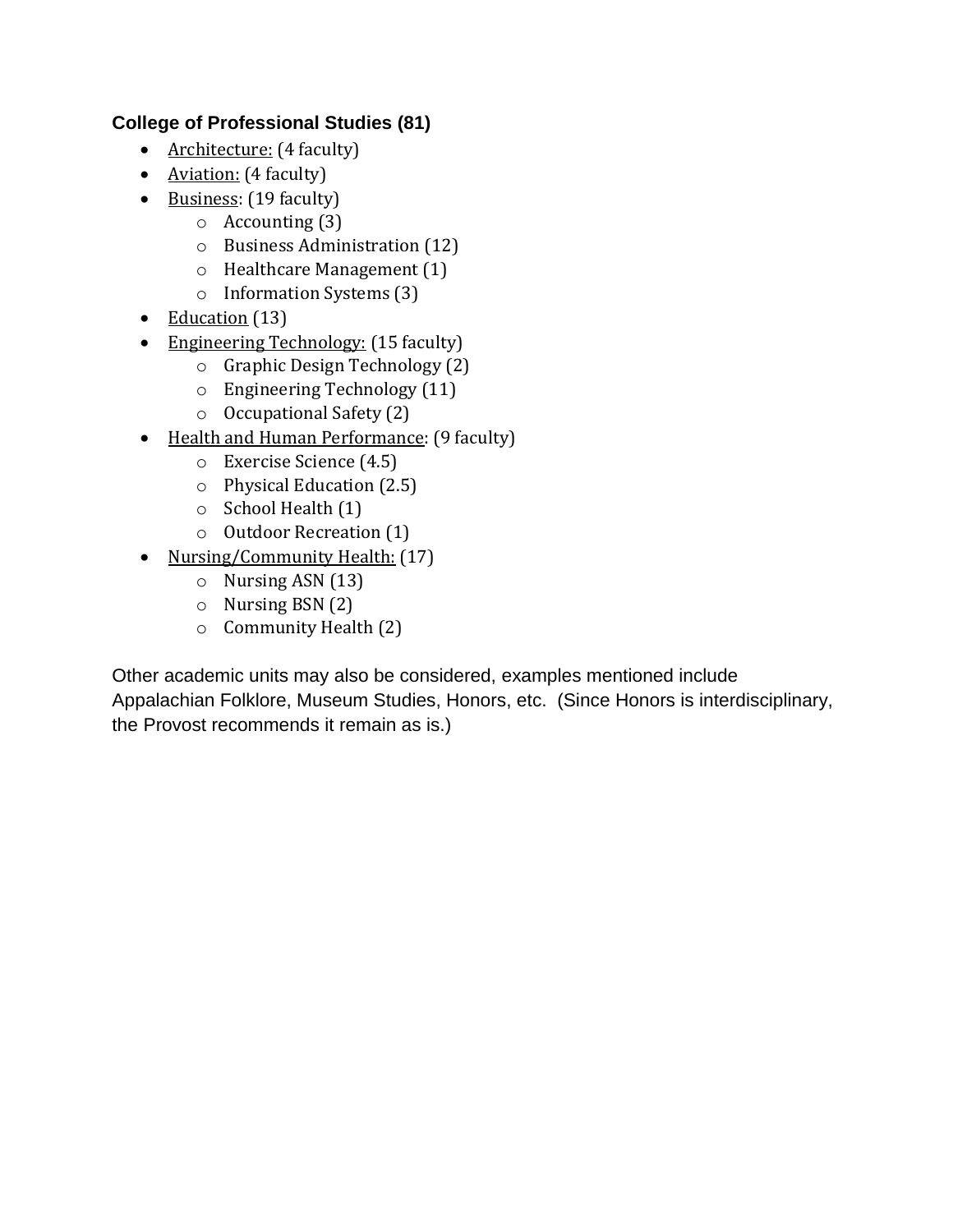**College of Professional Studies (81)**

- Architecture: (4 faculty)
- Aviation: (4 faculty)
- Business: (19 faculty)
  - Accounting (3)
  - Business Administration (12)
  - Healthcare Management (1)
  - Information Systems (3)
- Education (13)
- Engineering Technology: (15 faculty)
  - Graphic Design Technology (2)
  - Engineering Technology (11)
  - Occupational Safety (2)
- Health and Human Performance: (9 faculty)
  - Exercise Science (4.5)
  - Physical Education (2.5)
  - School Health (1)
  - Outdoor Recreation (1)
- Nursing/Community Health: (17)
  - Nursing ASN (13)
  - Nursing BSN (2)
  - Community Health (2)

Other academic units may also be considered, examples mentioned include Appalachian Folklore, Museum Studies, Honors, etc. (Since Honors is interdisciplinary, the Provost recommends it remain as is.)